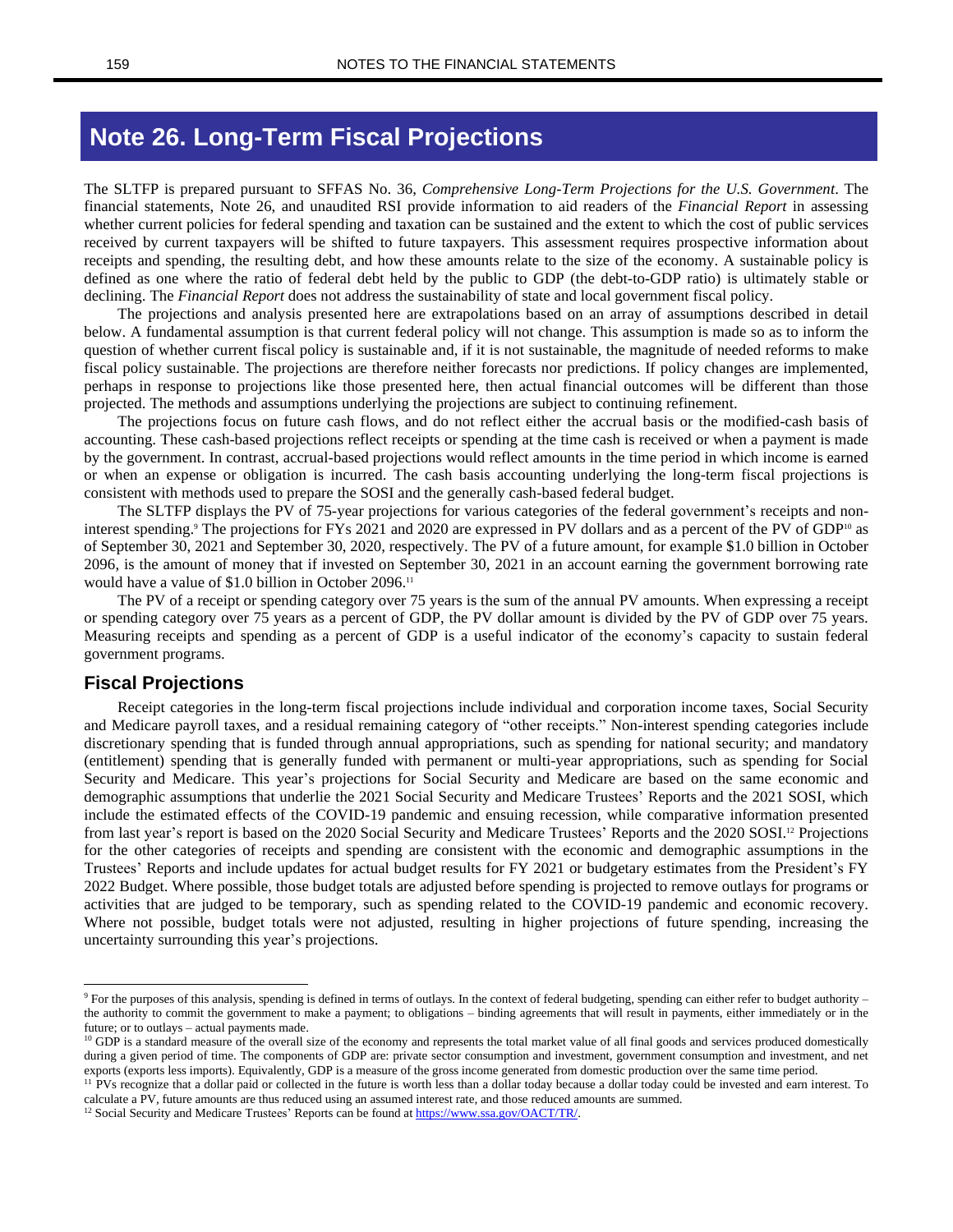# Note 26. Long-Term Fiscal Projections

The SLTFP is prepared pursuant to SFFAS No. 36, *Comprehensive Long-Term Projections for the U.S. Government*. The financial statements, Note 26, and unaudited RSI provide information to aid readers of the *Financial Report* in assessing whether current policies for federal spending and taxation can be sustained and the extent to which the cost of public services received by current taxpayers will be shifted to future taxpayers. This assessment requires prospective information about receipts and spending, the resulting debt, and how these amounts relate to the size of the economy. A sustainable policy is defined as one where the ratio of federal debt held by the public to GDP (the debt-to-GDP ratio) is ultimately stable or declining. The *Financial Report* does not address the sustainability of state and local government fiscal policy.

The projections and analysis presented here are extrapolations based on an array of assumptions described in detail below. A fundamental assumption is that current federal policy will not change. This assumption is made so as to inform the question of whether current fiscal policy is sustainable and, if it is not sustainable, the magnitude of needed reforms to make fiscal policy sustainable. The projections are therefore neither forecasts nor predictions. If policy changes are implemented, perhaps in response to projections like those presented here, then actual financial outcomes will be different than those projected. The methods and assumptions underlying the projections are subject to continuing refinement.

The projections focus on future cash flows, and do not reflect either the accrual basis or the modified-cash basis of accounting. These cash-based projections reflect receipts or spending at the time cash is received or when a payment is made by the government. In contrast, accrual-based projections would reflect amounts in the time period in which income is earned or when an expense or obligation is incurred. The cash basis accounting underlying the long-term fiscal projections is consistent with methods used to prepare the SOSI and the generally cash-based federal budget.

The SLTFP displays the PV of 75-year projections for various categories of the federal government's receipts and non-interest spending.[9] The projections for FYs 2021 and 2020 are expressed in PV dollars and as a percent of the PV of GDP[10] as of September 30, 2021 and September 30, 2020, respectively. The PV of a future amount, for example $1.0 billion in October 2096, is the amount of money that if invested on September 30, 2021 in an account earning the government borrowing rate would have a value of $1.0 billion in October 2096.[11]

The PV of a receipt or spending category over 75 years is the sum of the annual PV amounts. When expressing a receipt or spending category over 75 years as a percent of GDP, the PV dollar amount is divided by the PV of GDP over 75 years. Measuring receipts and spending as a percent of GDP is a useful indicator of the economy's capacity to sustain federal government programs.

## Fiscal Projections

Receipt categories in the long-term fiscal projections include individual and corporation income taxes, Social Security and Medicare payroll taxes, and a residual remaining category of "other receipts." Non-interest spending categories include discretionary spending that is funded through annual appropriations, such as spending for national security; and mandatory (entitlement) spending that is generally funded with permanent or multi-year appropriations, such as spending for Social Security and Medicare. This year's projections for Social Security and Medicare are based on the same economic and demographic assumptions that underlie the 2021 Social Security and Medicare Trustees' Reports and the 2021 SOSI, which include the estimated effects of the COVID-19 pandemic and ensuing recession, while comparative information presented from last year's report is based on the 2020 Social Security and Medicare Trustees' Reports and the 2020 SOSI.[12] Projections for the other categories of receipts and spending are consistent with the economic and demographic assumptions in the Trustees' Reports and include updates for actual budget results for FY 2021 or budgetary estimates from the President's FY 2022 Budget. Where possible, those budget totals are adjusted before spending is projected to remove outlays for programs or activities that are judged to be temporary, such as spending related to the COVID-19 pandemic and economic recovery. Where not possible, budget totals were not adjusted, resulting in higher projections of future spending, increasing the uncertainty surrounding this year's projections.

---

[9] For the purposes of this analysis, spending is defined in terms of outlays. In the context of federal budgeting, spending can either refer to budget authority – the authority to commit the government to make a payment; to obligations – binding agreements that will result in payments, either immediately or in the future; or to outlays – actual payments made.

[10] GDP is a standard measure of the overall size of the economy and represents the total market value of all final goods and services produced domestically during a given period of time. The components of GDP are: private sector consumption and investment, government consumption and investment, and net exports (exports less imports). Equivalently, GDP is a measure of the gross income generated from domestic production over the same time period.

[11] PVs recognize that a dollar paid or collected in the future is worth less than a dollar today because a dollar today could be invested and earn interest. To calculate a PV, future amounts are thus reduced using an assumed interest rate, and those reduced amounts are summed.

[12] Social Security and Medicare Trustees' Reports can be found at https://www.ssa.gov/OACT/TR/.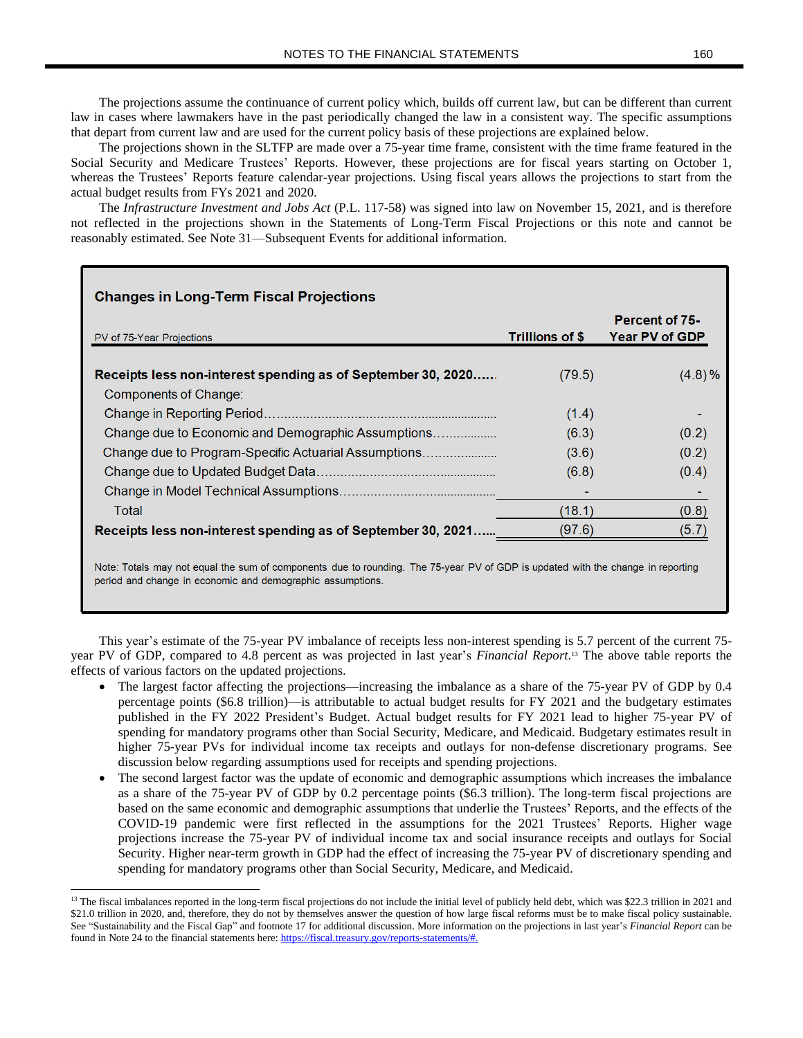The projections assume the continuance of current policy which, builds off current law, but can be different than current law in cases where lawmakers have in the past periodically changed the law in a consistent way. The specific assumptions that depart from current law and are used for the current policy basis of these projections are explained below.

The projections shown in the SLTFP are made over a 75-year time frame, consistent with the time frame featured in the Social Security and Medicare Trustees' Reports. However, these projections are for fiscal years starting on October 1, whereas the Trustees' Reports feature calendar-year projections. Using fiscal years allows the projections to start from the actual budget results from FYs 2021 and 2020.

The *Infrastructure Investment and Jobs Act* (P.L. 117-58) was signed into law on November 15, 2021, and is therefore not reflected in the projections shown in the Statements of Long-Term Fiscal Projections or this note and cannot be reasonably estimated. See Note 31—Subsequent Events for additional information.

**Changes in Long-Term Fiscal Projections**

| PV of 75-Year Projections | Trillions of $ | Percent of 75-Year PV of GDP |
|---|---|---|
| **Receipts less non-interest spending as of September 30, 2020** | (79.5) | (4.8) % |
| Components of Change: | | |
| Change in Reporting Period | (1.4) | - |
| Change due to Economic and Demographic Assumptions | (6.3) | (0.2) |
| Change due to Program-Specific Actuarial Assumptions | (3.6) | (0.2) |
| Change due to Updated Budget Data | (6.8) | (0.4) |
| Change in Model Technical Assumptions | - | - |
| Total | (18.1) | (0.8) |
| **Receipts less non-interest spending as of September 30, 2021** | (97.6) | (5.7) |

Note: Totals may not equal the sum of components due to rounding. The 75-year PV of GDP is updated with the change in reporting period and change in economic and demographic assumptions.

This year's estimate of the 75-year PV imbalance of receipts less non-interest spending is 5.7 percent of the current 75-year PV of GDP, compared to 4.8 percent as was projected in last year's *Financial Report*.[13] The above table reports the effects of various factors on the updated projections.

- The largest factor affecting the projections—increasing the imbalance as a share of the 75-year PV of GDP by 0.4 percentage points ($6.8 trillion)—is attributable to actual budget results for FY 2021 and the budgetary estimates published in the FY 2022 President's Budget. Actual budget results for FY 2021 lead to higher 75-year PV of spending for mandatory programs other than Social Security, Medicare, and Medicaid. Budgetary estimates result in higher 75-year PVs for individual income tax receipts and outlays for non-defense discretionary programs. See discussion below regarding assumptions used for receipts and spending projections.
- The second largest factor was the update of economic and demographic assumptions which increases the imbalance as a share of the 75-year PV of GDP by 0.2 percentage points ($6.3 trillion). The long-term fiscal projections are based on the same economic and demographic assumptions that underlie the Trustees' Reports, and the effects of the COVID-19 pandemic were first reflected in the assumptions for the 2021 Trustees' Reports. Higher wage projections increase the 75-year PV of individual income tax and social insurance receipts and outlays for Social Security. Higher near-term growth in GDP had the effect of increasing the 75-year PV of discretionary spending and spending for mandatory programs other than Social Security, Medicare, and Medicaid.

---

[13] The fiscal imbalances reported in the long-term fiscal projections do not include the initial level of publicly held debt, which was $22.3 trillion in 2021 and $21.0 trillion in 2020, and, therefore, they do not by themselves answer the question of how large fiscal reforms must be to make fiscal policy sustainable. See "Sustainability and the Fiscal Gap" and footnote 17 for additional discussion. More information on the projections in last year's *Financial Report* can be found in Note 24 to the financial statements here: https://fiscal.treasury.gov/reports-statements/#.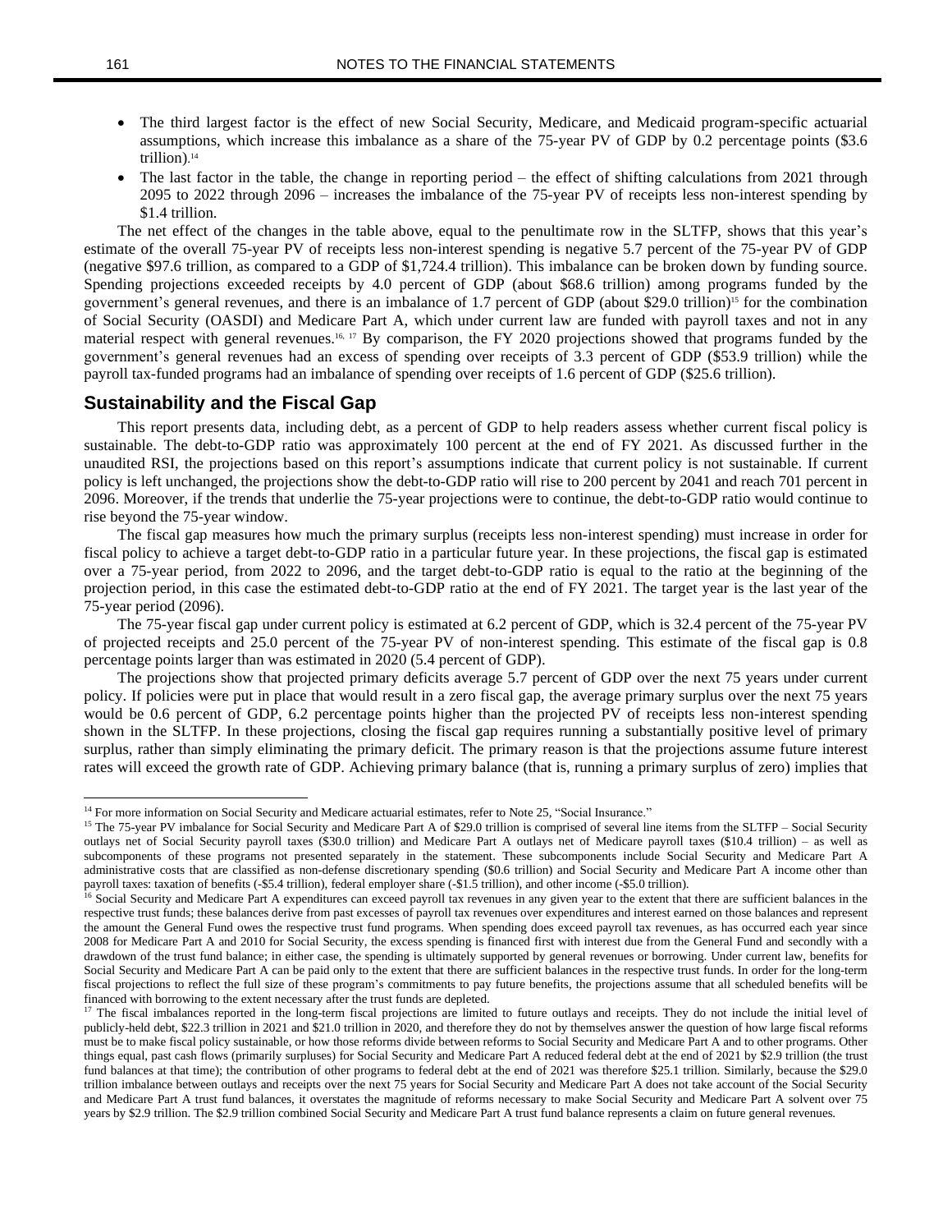- The third largest factor is the effect of new Social Security, Medicare, and Medicaid program-specific actuarial assumptions, which increase this imbalance as a share of the 75-year PV of GDP by 0.2 percentage points ($3.6 trillion).[14]
- The last factor in the table, the change in reporting period – the effect of shifting calculations from 2021 through 2095 to 2022 through 2096 – increases the imbalance of the 75-year PV of receipts less non-interest spending by $1.4 trillion.

The net effect of the changes in the table above, equal to the penultimate row in the SLTFP, shows that this year's estimate of the overall 75-year PV of receipts less non-interest spending is negative 5.7 percent of the 75-year PV of GDP (negative $97.6 trillion, as compared to a GDP of $1,724.4 trillion). This imbalance can be broken down by funding source. Spending projections exceeded receipts by 4.0 percent of GDP (about $68.6 trillion) among programs funded by the government's general revenues, and there is an imbalance of 1.7 percent of GDP (about $29.0 trillion)[15] for the combination of Social Security (OASDI) and Medicare Part A, which under current law are funded with payroll taxes and not in any material respect with general revenues.[16, 17] By comparison, the FY 2020 projections showed that programs funded by the government's general revenues had an excess of spending over receipts of 3.3 percent of GDP ($53.9 trillion) while the payroll tax-funded programs had an imbalance of spending over receipts of 1.6 percent of GDP ($25.6 trillion).

## Sustainability and the Fiscal Gap

This report presents data, including debt, as a percent of GDP to help readers assess whether current fiscal policy is sustainable. The debt-to-GDP ratio was approximately 100 percent at the end of FY 2021. As discussed further in the unaudited RSI, the projections based on this report's assumptions indicate that current policy is not sustainable. If current policy is left unchanged, the projections show the debt-to-GDP ratio will rise to 200 percent by 2041 and reach 701 percent in 2096. Moreover, if the trends that underlie the 75-year projections were to continue, the debt-to-GDP ratio would continue to rise beyond the 75-year window.

The fiscal gap measures how much the primary surplus (receipts less non-interest spending) must increase in order for fiscal policy to achieve a target debt-to-GDP ratio in a particular future year. In these projections, the fiscal gap is estimated over a 75-year period, from 2022 to 2096, and the target debt-to-GDP ratio is equal to the ratio at the beginning of the projection period, in this case the estimated debt-to-GDP ratio at the end of FY 2021. The target year is the last year of the 75-year period (2096).

The 75-year fiscal gap under current policy is estimated at 6.2 percent of GDP, which is 32.4 percent of the 75-year PV of projected receipts and 25.0 percent of the 75-year PV of non-interest spending. This estimate of the fiscal gap is 0.8 percentage points larger than was estimated in 2020 (5.4 percent of GDP).

The projections show that projected primary deficits average 5.7 percent of GDP over the next 75 years under current policy. If policies were put in place that would result in a zero fiscal gap, the average primary surplus over the next 75 years would be 0.6 percent of GDP, 6.2 percentage points higher than the projected PV of receipts less non-interest spending shown in the SLTFP. In these projections, closing the fiscal gap requires running a substantially positive level of primary surplus, rather than simply eliminating the primary deficit. The primary reason is that the projections assume future interest rates will exceed the growth rate of GDP. Achieving primary balance (that is, running a primary surplus of zero) implies that

---

[14] For more information on Social Security and Medicare actuarial estimates, refer to Note 25, "Social Insurance."

[15] The 75-year PV imbalance for Social Security and Medicare Part A of $29.0 trillion is comprised of several line items from the SLTFP – Social Security outlays net of Social Security payroll taxes ($30.0 trillion) and Medicare Part A outlays net of Medicare payroll taxes ($10.4 trillion) – as well as subcomponents of these programs not presented separately in the statement. These subcomponents include Social Security and Medicare Part A administrative costs that are classified as non-defense discretionary spending ($0.6 trillion) and Social Security and Medicare Part A income other than payroll taxes: taxation of benefits (-$5.4 trillion), federal employer share (-$1.5 trillion), and other income (-$5.0 trillion).

[16] Social Security and Medicare Part A expenditures can exceed payroll tax revenues in any given year to the extent that there are sufficient balances in the respective trust funds; these balances derive from past excesses of payroll tax revenues over expenditures and interest earned on those balances and represent the amount the General Fund owes the respective trust fund programs. When spending does exceed payroll tax revenues, as has occurred each year since 2008 for Medicare Part A and 2010 for Social Security, the excess spending is financed first with interest due from the General Fund and secondly with a drawdown of the trust fund balance; in either case, the spending is ultimately supported by general revenues or borrowing. Under current law, benefits for Social Security and Medicare Part A can be paid only to the extent that there are sufficient balances in the respective trust funds. In order for the long-term fiscal projections to reflect the full size of these program's commitments to pay future benefits, the projections assume that all scheduled benefits will be financed with borrowing to the extent necessary after the trust funds are depleted.

[17] The fiscal imbalances reported in the long-term fiscal projections are limited to future outlays and receipts. They do not include the initial level of publicly-held debt, $22.3 trillion in 2021 and $21.0 trillion in 2020, and therefore they do not by themselves answer the question of how large fiscal reforms must be to make fiscal policy sustainable, or how those reforms divide between reforms to Social Security and Medicare Part A and to other programs. Other things equal, past cash flows (primarily surpluses) for Social Security and Medicare Part A reduced federal debt at the end of 2021 by $2.9 trillion (the trust fund balances at that time); the contribution of other programs to federal debt at the end of 2021 was therefore $25.1 trillion. Similarly, because the $29.0 trillion imbalance between outlays and receipts over the next 75 years for Social Security and Medicare Part A does not take account of the Social Security and Medicare Part A trust fund balances, it overstates the magnitude of reforms necessary to make Social Security and Medicare Part A solvent over 75 years by $2.9 trillion. The $2.9 trillion combined Social Security and Medicare Part A trust fund balance represents a claim on future general revenues.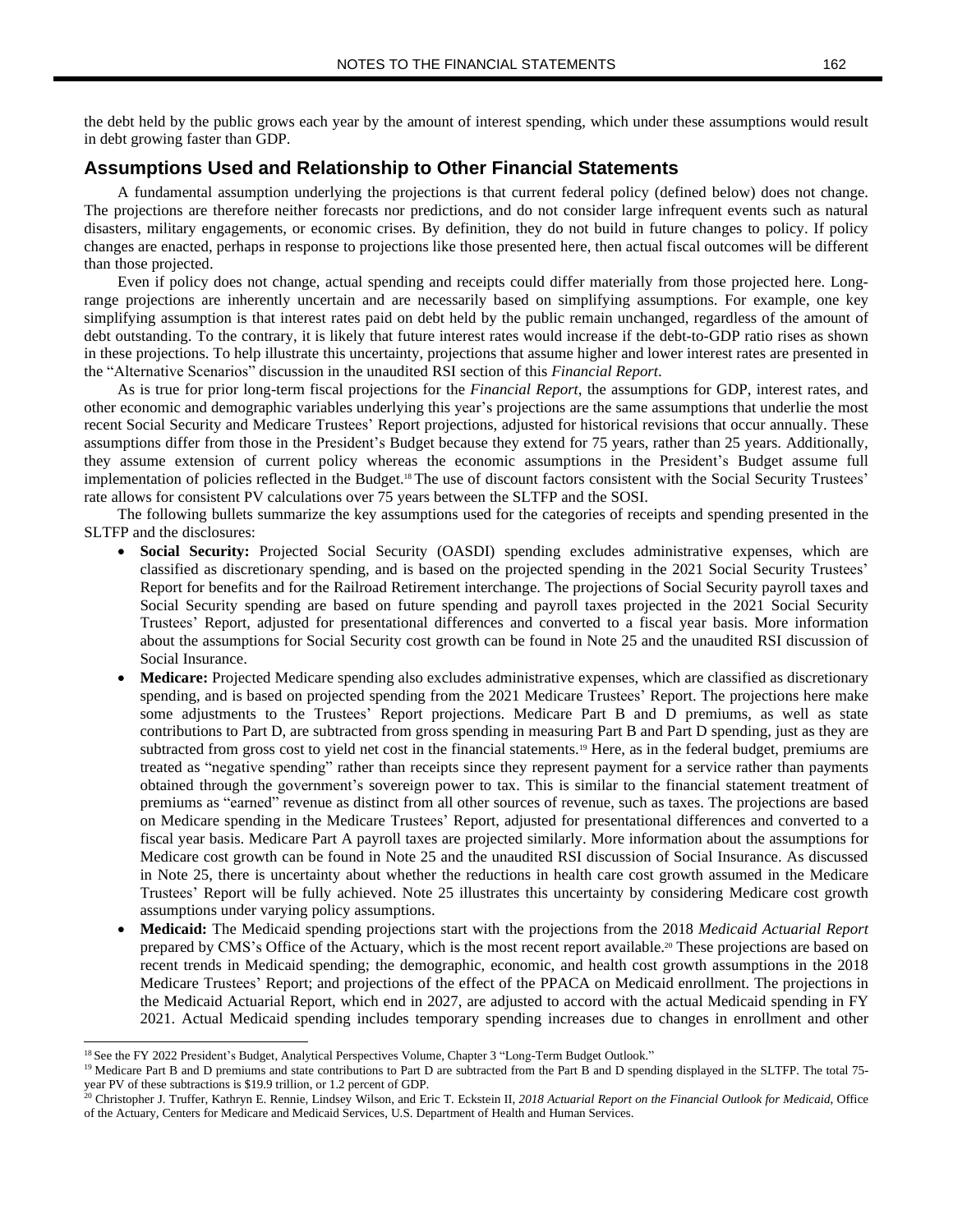the debt held by the public grows each year by the amount of interest spending, which under these assumptions would result in debt growing faster than GDP.

## Assumptions Used and Relationship to Other Financial Statements

A fundamental assumption underlying the projections is that current federal policy (defined below) does not change. The projections are therefore neither forecasts nor predictions, and do not consider large infrequent events such as natural disasters, military engagements, or economic crises. By definition, they do not build in future changes to policy. If policy changes are enacted, perhaps in response to projections like those presented here, then actual fiscal outcomes will be different than those projected.

Even if policy does not change, actual spending and receipts could differ materially from those projected here. Long-range projections are inherently uncertain and are necessarily based on simplifying assumptions. For example, one key simplifying assumption is that interest rates paid on debt held by the public remain unchanged, regardless of the amount of debt outstanding. To the contrary, it is likely that future interest rates would increase if the debt-to-GDP ratio rises as shown in these projections. To help illustrate this uncertainty, projections that assume higher and lower interest rates are presented in the "Alternative Scenarios" discussion in the unaudited RSI section of this *Financial Report*.

As is true for prior long-term fiscal projections for the *Financial Report*, the assumptions for GDP, interest rates, and other economic and demographic variables underlying this year's projections are the same assumptions that underlie the most recent Social Security and Medicare Trustees' Report projections, adjusted for historical revisions that occur annually. These assumptions differ from those in the President's Budget because they extend for 75 years, rather than 25 years. Additionally, they assume extension of current policy whereas the economic assumptions in the President's Budget assume full implementation of policies reflected in the Budget.[18] The use of discount factors consistent with the Social Security Trustees' rate allows for consistent PV calculations over 75 years between the SLTFP and the SOSI.

The following bullets summarize the key assumptions used for the categories of receipts and spending presented in the SLTFP and the disclosures:

- **Social Security:** Projected Social Security (OASDI) spending excludes administrative expenses, which are classified as discretionary spending, and is based on the projected spending in the 2021 Social Security Trustees' Report for benefits and for the Railroad Retirement interchange. The projections of Social Security payroll taxes and Social Security spending are based on future spending and payroll taxes projected in the 2021 Social Security Trustees' Report, adjusted for presentational differences and converted to a fiscal year basis. More information about the assumptions for Social Security cost growth can be found in Note 25 and the unaudited RSI discussion of Social Insurance.
- **Medicare:** Projected Medicare spending also excludes administrative expenses, which are classified as discretionary spending, and is based on projected spending from the 2021 Medicare Trustees' Report. The projections here make some adjustments to the Trustees' Report projections. Medicare Part B and D premiums, as well as state contributions to Part D, are subtracted from gross spending in measuring Part B and Part D spending, just as they are subtracted from gross cost to yield net cost in the financial statements.[19] Here, as in the federal budget, premiums are treated as "negative spending" rather than receipts since they represent payment for a service rather than payments obtained through the government's sovereign power to tax. This is similar to the financial statement treatment of premiums as "earned" revenue as distinct from all other sources of revenue, such as taxes. The projections are based on Medicare spending in the Medicare Trustees' Report, adjusted for presentational differences and converted to a fiscal year basis. Medicare Part A payroll taxes are projected similarly. More information about the assumptions for Medicare cost growth can be found in Note 25 and the unaudited RSI discussion of Social Insurance. As discussed in Note 25, there is uncertainty about whether the reductions in health care cost growth assumed in the Medicare Trustees' Report will be fully achieved. Note 25 illustrates this uncertainty by considering Medicare cost growth assumptions under varying policy assumptions.
- **Medicaid:** The Medicaid spending projections start with the projections from the 2018 *Medicaid Actuarial Report* prepared by CMS's Office of the Actuary, which is the most recent report available.[20] These projections are based on recent trends in Medicaid spending; the demographic, economic, and health cost growth assumptions in the 2018 Medicare Trustees' Report; and projections of the effect of the PPACA on Medicaid enrollment. The projections in the Medicaid Actuarial Report, which end in 2027, are adjusted to accord with the actual Medicaid spending in FY 2021. Actual Medicaid spending includes temporary spending increases due to changes in enrollment and other

---

[18] See the FY 2022 President's Budget, Analytical Perspectives Volume, Chapter 3 "Long-Term Budget Outlook."

[19] Medicare Part B and D premiums and state contributions to Part D are subtracted from the Part B and D spending displayed in the SLTFP. The total 75-year PV of these subtractions is $19.9 trillion, or 1.2 percent of GDP.

[20] Christopher J. Truffer, Kathryn E. Rennie, Lindsey Wilson, and Eric T. Eckstein II, *2018 Actuarial Report on the Financial Outlook for Medicaid*, Office of the Actuary, Centers for Medicare and Medicaid Services, U.S. Department of Health and Human Services.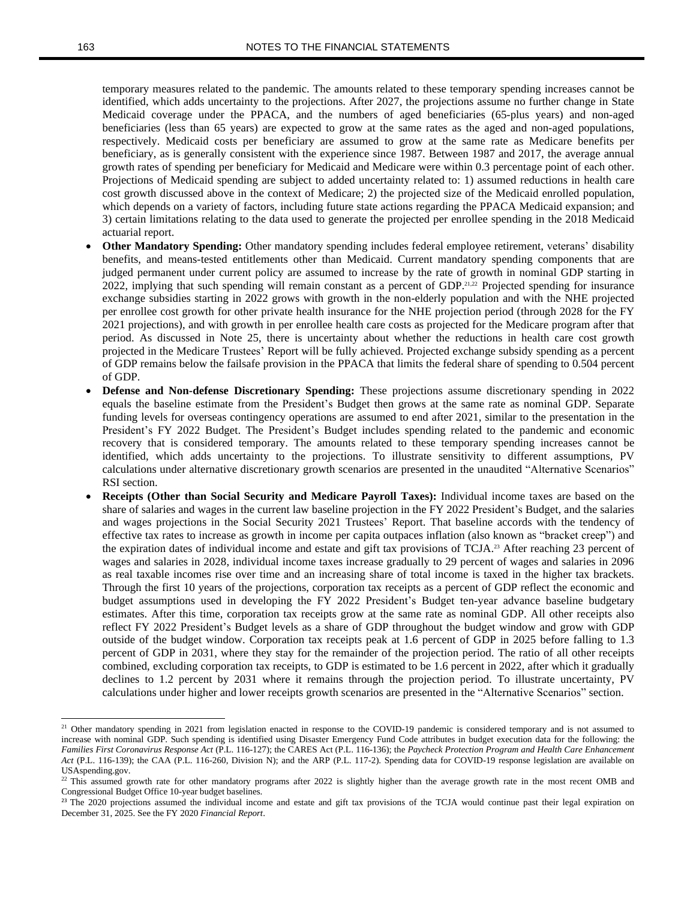temporary measures related to the pandemic. The amounts related to these temporary spending increases cannot be identified, which adds uncertainty to the projections. After 2027, the projections assume no further change in State Medicaid coverage under the PPACA, and the numbers of aged beneficiaries (65-plus years) and non-aged beneficiaries (less than 65 years) are expected to grow at the same rates as the aged and non-aged populations, respectively. Medicaid costs per beneficiary are assumed to grow at the same rate as Medicare benefits per beneficiary, as is generally consistent with the experience since 1987. Between 1987 and 2017, the average annual growth rates of spending per beneficiary for Medicaid and Medicare were within 0.3 percentage point of each other. Projections of Medicaid spending are subject to added uncertainty related to: 1) assumed reductions in health care cost growth discussed above in the context of Medicare; 2) the projected size of the Medicaid enrolled population, which depends on a variety of factors, including future state actions regarding the PPACA Medicaid expansion; and 3) certain limitations relating to the data used to generate the projected per enrollee spending in the 2018 Medicaid actuarial report.

- **Other Mandatory Spending:** Other mandatory spending includes federal employee retirement, veterans' disability benefits, and means-tested entitlements other than Medicaid. Current mandatory spending components that are judged permanent under current policy are assumed to increase by the rate of growth in nominal GDP starting in 2022, implying that such spending will remain constant as a percent of GDP.[21,22] Projected spending for insurance exchange subsidies starting in 2022 grows with growth in the non-elderly population and with the NHE projected per enrollee cost growth for other private health insurance for the NHE projection period (through 2028 for the FY 2021 projections), and with growth in per enrollee health care costs as projected for the Medicare program after that period. As discussed in Note 25, there is uncertainty about whether the reductions in health care cost growth projected in the Medicare Trustees' Report will be fully achieved. Projected exchange subsidy spending as a percent of GDP remains below the failsafe provision in the PPACA that limits the federal share of spending to 0.504 percent of GDP.
- **Defense and Non-defense Discretionary Spending:** These projections assume discretionary spending in 2022 equals the baseline estimate from the President's Budget then grows at the same rate as nominal GDP. Separate funding levels for overseas contingency operations are assumed to end after 2021, similar to the presentation in the President's FY 2022 Budget. The President's Budget includes spending related to the pandemic and economic recovery that is considered temporary. The amounts related to these temporary spending increases cannot be identified, which adds uncertainty to the projections. To illustrate sensitivity to different assumptions, PV calculations under alternative discretionary growth scenarios are presented in the unaudited "Alternative Scenarios" RSI section.
- **Receipts (Other than Social Security and Medicare Payroll Taxes):** Individual income taxes are based on the share of salaries and wages in the current law baseline projection in the FY 2022 President's Budget, and the salaries and wages projections in the Social Security 2021 Trustees' Report. That baseline accords with the tendency of effective tax rates to increase as growth in income per capita outpaces inflation (also known as "bracket creep") and the expiration dates of individual income and estate and gift tax provisions of TCJA.[23] After reaching 23 percent of wages and salaries in 2028, individual income taxes increase gradually to 29 percent of wages and salaries in 2096 as real taxable incomes rise over time and an increasing share of total income is taxed in the higher tax brackets. Through the first 10 years of the projections, corporation tax receipts as a percent of GDP reflect the economic and budget assumptions used in developing the FY 2022 President's Budget ten-year advance baseline budgetary estimates. After this time, corporation tax receipts grow at the same rate as nominal GDP. All other receipts also reflect FY 2022 President's Budget levels as a share of GDP throughout the budget window and grow with GDP outside of the budget window. Corporation tax receipts peak at 1.6 percent of GDP in 2025 before falling to 1.3 percent of GDP in 2031, where they stay for the remainder of the projection period. The ratio of all other receipts combined, excluding corporation tax receipts, to GDP is estimated to be 1.6 percent in 2022, after which it gradually declines to 1.2 percent by 2031 where it remains through the projection period. To illustrate uncertainty, PV calculations under higher and lower receipts growth scenarios are presented in the "Alternative Scenarios" section.

---

[21] Other mandatory spending in 2021 from legislation enacted in response to the COVID-19 pandemic is considered temporary and is not assumed to increase with nominal GDP. Such spending is identified using Disaster Emergency Fund Code attributes in budget execution data for the following: the *Families First Coronavirus Response Act* (P.L. 116-127); the CARES Act (P.L. 116-136); the *Paycheck Protection Program and Health Care Enhancement Act* (P.L. 116-139); the CAA (P.L. 116-260, Division N); and the ARP (P.L. 117-2). Spending data for COVID-19 response legislation are available on USAspending.gov.

[22] This assumed growth rate for other mandatory programs after 2022 is slightly higher than the average growth rate in the most recent OMB and Congressional Budget Office 10-year budget baselines.

[23] The 2020 projections assumed the individual income and estate and gift tax provisions of the TCJA would continue past their legal expiration on December 31, 2025. See the FY 2020 *Financial Report*.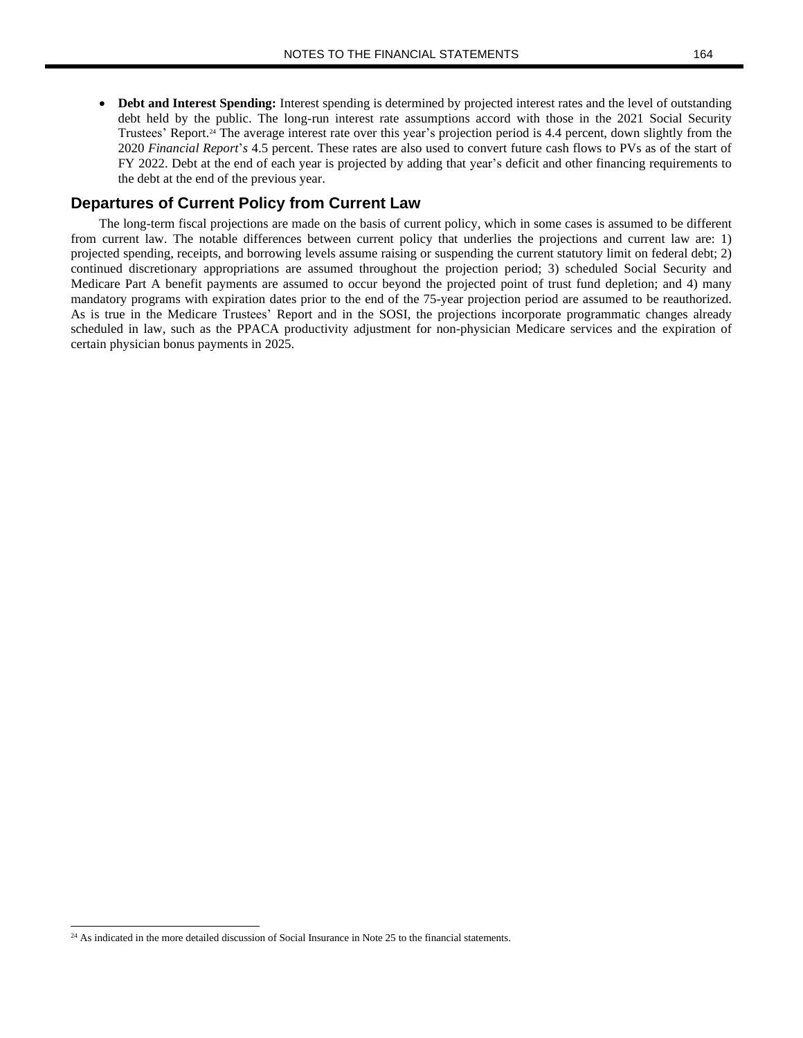- **Debt and Interest Spending:** Interest spending is determined by projected interest rates and the level of outstanding debt held by the public. The long-run interest rate assumptions accord with those in the 2021 Social Security Trustees' Report.[24] The average interest rate over this year's projection period is 4.4 percent, down slightly from the 2020 *Financial Report's* 4.5 percent. These rates are also used to convert future cash flows to PVs as of the start of FY 2022. Debt at the end of each year is projected by adding that year's deficit and other financing requirements to the debt at the end of the previous year.

## Departures of Current Policy from Current Law

The long-term fiscal projections are made on the basis of current policy, which in some cases is assumed to be different from current law. The notable differences between current policy that underlies the projections and current law are: 1) projected spending, receipts, and borrowing levels assume raising or suspending the current statutory limit on federal debt; 2) continued discretionary appropriations are assumed throughout the projection period; 3) scheduled Social Security and Medicare Part A benefit payments are assumed to occur beyond the projected point of trust fund depletion; and 4) many mandatory programs with expiration dates prior to the end of the 75-year projection period are assumed to be reauthorized. As is true in the Medicare Trustees' Report and in the SOSI, the projections incorporate programmatic changes already scheduled in law, such as the PPACA productivity adjustment for non-physician Medicare services and the expiration of certain physician bonus payments in 2025.

---

[24] As indicated in the more detailed discussion of Social Insurance in Note 25 to the financial statements.